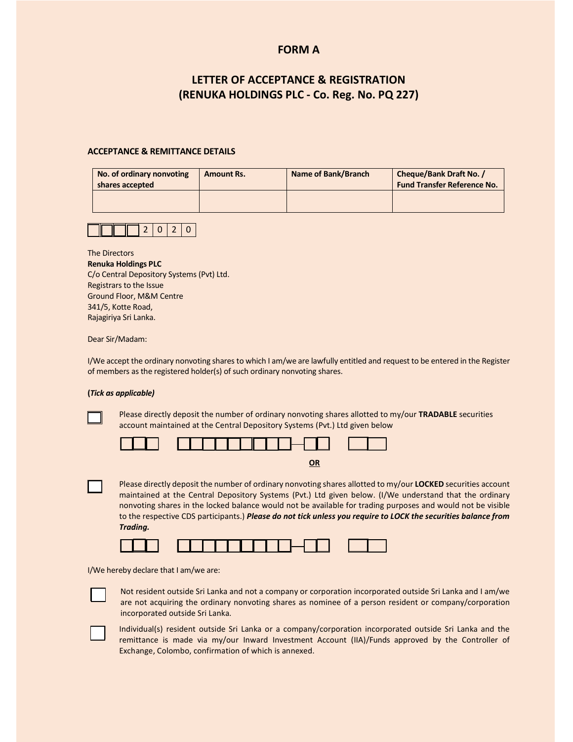# FORM A

## LETTER OF ACCEPTANCE & REGISTRATION
## (RENUKA HOLDINGS PLC - Co. Reg. No. PQ 227)

**ACCEPTANCE & REMITTANCE DETAILS**

| No. of ordinary nonvoting shares accepted | Amount Rs. | Name of Bank/Branch | Cheque/Bank Draft No. / Fund Transfer Reference No. |
|---|---|---|---|
| | | | |

☐☐☐☐ 2 0 2 0

The Directors
**Renuka Holdings PLC**
C/o Central Depository Systems (Pvt) Ltd.
Registrars to the Issue
Ground Floor, M&M Centre
341/5, Kotte Road,
Rajagiriya Sri Lanka.

Dear Sir/Madam:

I/We accept the ordinary nonvoting shares to which I am/we are lawfully entitled and request to be entered in the Register of members as the registered holder(s) of such ordinary nonvoting shares.

**(*Tick as applicable)***

☐ Please directly deposit the number of ordinary nonvoting shares allotted to my/our **TRADABLE** securities account maintained at the Central Depository Systems (Pvt.) Ltd given below

☐☐☐ ☐☐☐☐☐☐☐☐☐-☐☐ ☐☐

**OR**

☐ Please directly deposit the number of ordinary nonvoting shares allotted to my/our **LOCKED** securities account maintained at the Central Depository Systems (Pvt.) Ltd given below. (I/We understand that the ordinary nonvoting shares in the locked balance would not be available for trading purposes and would not be visible to the respective CDS participants.) ***Please do not tick unless you require to LOCK the securities balance from Trading.***

☐☐☐ ☐☐☐☐☐☐☐☐☐-☐☐ ☐☐

I/We hereby declare that I am/we are:

☐ Not resident outside Sri Lanka and not a company or corporation incorporated outside Sri Lanka and I am/we are not acquiring the ordinary nonvoting shares as nominee of a person resident or company/corporation incorporated outside Sri Lanka.

☐ Individual(s) resident outside Sri Lanka or a company/corporation incorporated outside Sri Lanka and the remittance is made via my/our Inward Investment Account (IIA)/Funds approved by the Controller of Exchange, Colombo, confirmation of which is annexed.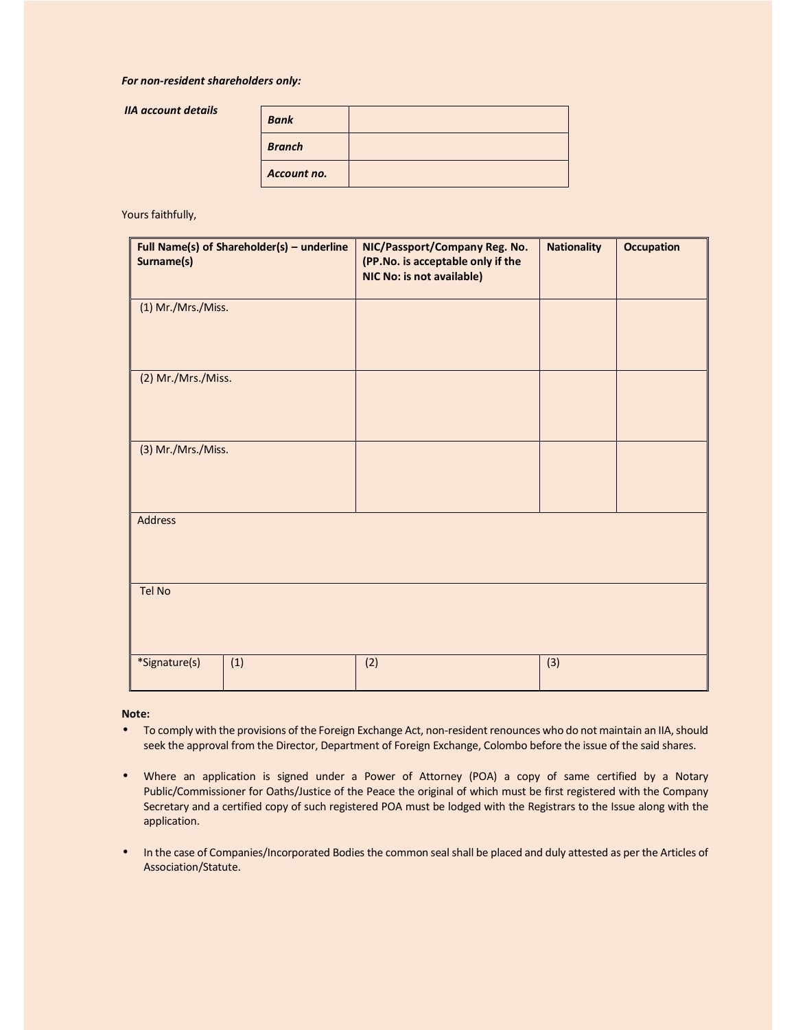***For non-resident shareholders only:***

***IIA account details***

| | |
|---|---|
| ***Bank*** | |
| ***Branch*** | |
| ***Account no.*** | |

Yours faithfully,

| **Full Name(s) of Shareholder(s) – underline Surname(s)** | | **NIC/Passport/Company Reg. No. (PP.No. is acceptable only if the NIC No: is not available)** | **Nationality** | **Occupation** |
|---|---|---|---|---|
| (1) Mr./Mrs./Miss. | | | | |
| (2) Mr./Mrs./Miss. | | | | |
| (3) Mr./Mrs./Miss. | | | | |
| Address | | | | |
| Tel No | | | | |
| *Signature(s) | (1) | (2) | (3) | |

**Note:**

- To comply with the provisions of the Foreign Exchange Act, non-resident renounces who do not maintain an IIA, should seek the approval from the Director, Department of Foreign Exchange, Colombo before the issue of the said shares.
- Where an application is signed under a Power of Attorney (POA) a copy of same certified by a Notary Public/Commissioner for Oaths/Justice of the Peace the original of which must be first registered with the Company Secretary and a certified copy of such registered POA must be lodged with the Registrars to the Issue along with the application.
- In the case of Companies/Incorporated Bodies the common seal shall be placed and duly attested as per the Articles of Association/Statute.